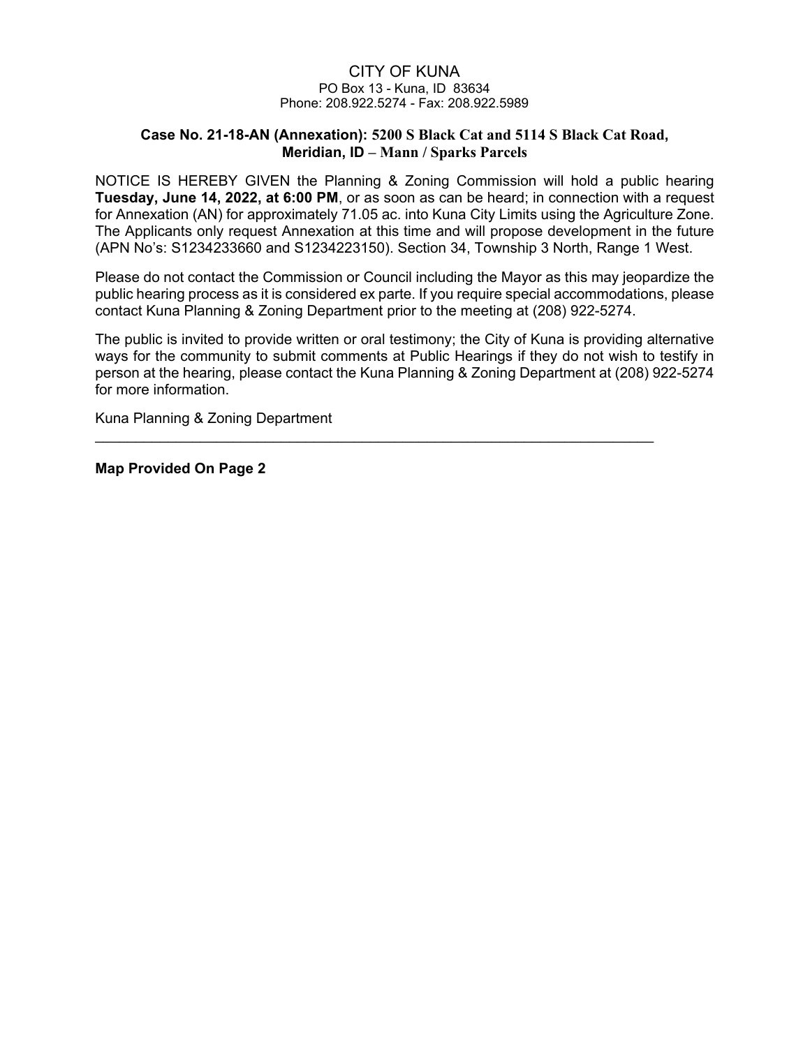# CITY OF KUNA

PO Box 13 - Kuna, ID 83634
Phone: 208.922.5274 - Fax: 208.922.5989

**Case No. 21-18-AN (Annexation): 5200 S Black Cat and 5114 S Black Cat Road, Meridian, ID – Mann / Sparks Parcels**

NOTICE IS HEREBY GIVEN the Planning & Zoning Commission will hold a public hearing **Tuesday, June 14, 2022, at 6:00 PM**, or as soon as can be heard; in connection with a request for Annexation (AN) for approximately 71.05 ac. into Kuna City Limits using the Agriculture Zone. The Applicants only request Annexation at this time and will propose development in the future (APN No's: S1234233660 and S1234223150). Section 34, Township 3 North, Range 1 West.

Please do not contact the Commission or Council including the Mayor as this may jeopardize the public hearing process as it is considered ex parte. If you require special accommodations, please contact Kuna Planning & Zoning Department prior to the meeting at (208) 922-5274.

The public is invited to provide written or oral testimony; the City of Kuna is providing alternative ways for the community to submit comments at Public Hearings if they do not wish to testify in person at the hearing, please contact the Kuna Planning & Zoning Department at (208) 922-5274 for more information.

Kuna Planning & Zoning Department

---

**Map Provided On Page 2**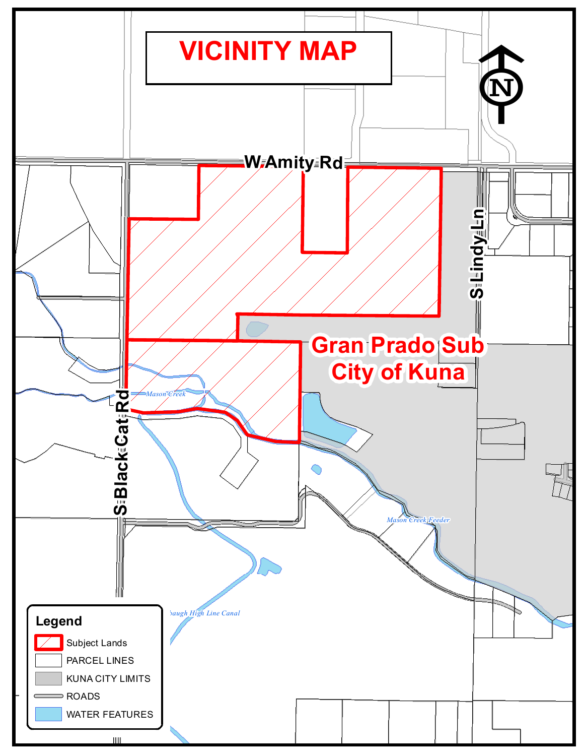# VICINITY MAP

N

W Amity Rd

S Lindy Ln

S Black Cat Rd

Gran Prado Sub
City of Kuna

Mason Creek

Mason Creek Feeder

baugh High Line Canal

**Legend**

- Subject Lands
- PARCEL LINES
- KUNA CITY LIMITS
- ROADS
- WATER FEATURES